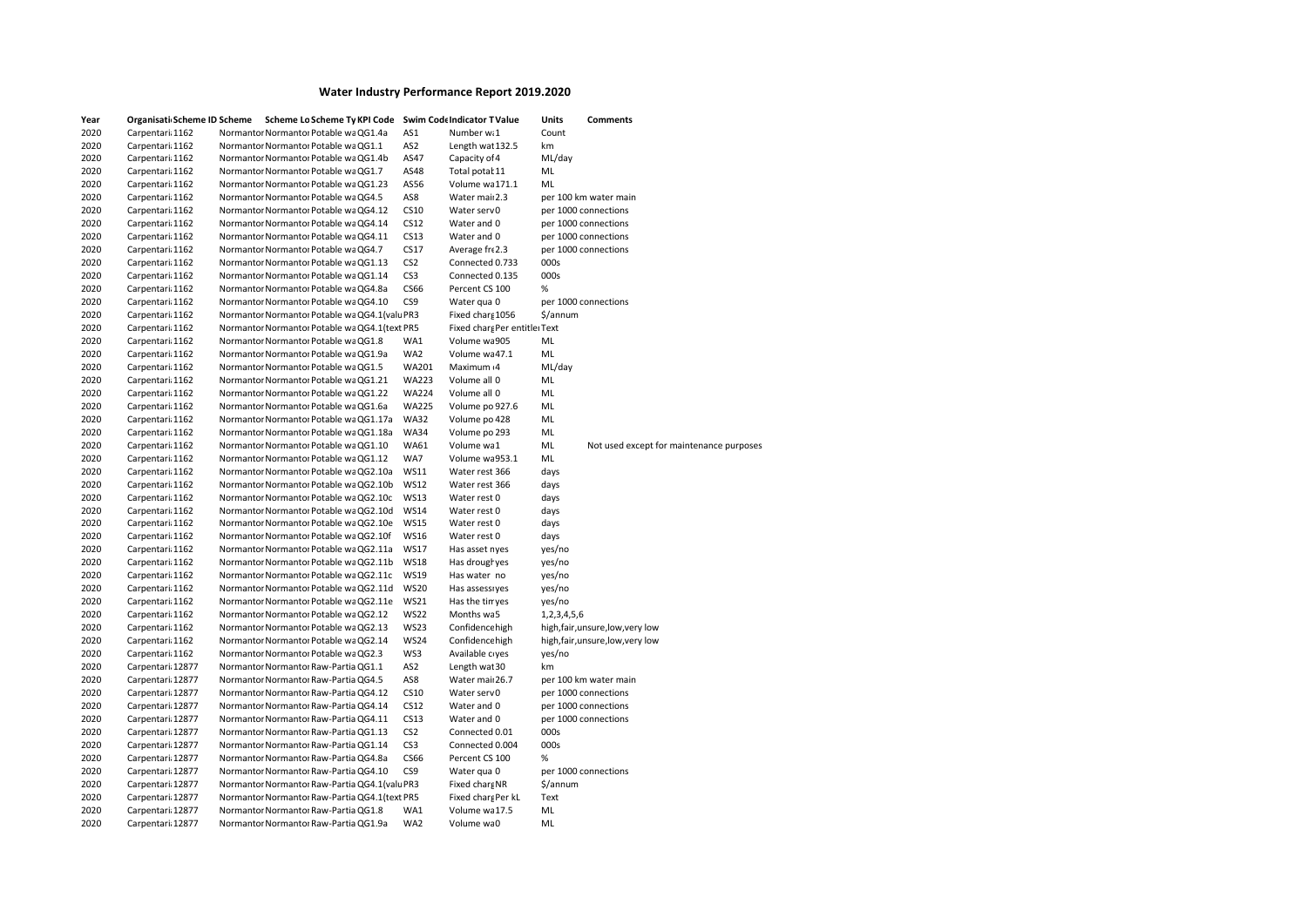# Water Industry Performance Report 2019.2020

| Year | Organisati Scheme ID | Scheme | Scheme Lo Scheme Ty KPI Code | Swim Code | Indicator T Value | Units | Comments |
|---|---|---|---|---|---|---|---|
| 2020 | Carpentari 1162 | Normantor | Normantor Potable wa QG1.4a | AS1 | Number w 1 | Count | |
| 2020 | Carpentari 1162 | Normantor | Normantor Potable wa QG1.1 | AS2 | Length wat 132.5 | km | |
| 2020 | Carpentari 1162 | Normantor | Normantor Potable wa QG1.4b | AS47 | Capacity of 4 | ML/day | |
| 2020 | Carpentari 1162 | Normantor | Normantor Potable wa QG1.7 | AS48 | Total potat 11 | ML | |
| 2020 | Carpentari 1162 | Normantor | Normantor Potable wa QG1.23 | AS56 | Volume wa 171.1 | ML | |
| 2020 | Carpentari 1162 | Normantor | Normantor Potable wa QG4.5 | AS8 | Water mai 2.3 | per 100 km water main | |
| 2020 | Carpentari 1162 | Normantor | Normantor Potable wa QG4.12 | CS10 | Water serv 0 | per 1000 connections | |
| 2020 | Carpentari 1162 | Normantor | Normantor Potable wa QG4.14 | CS12 | Water and 0 | per 1000 connections | |
| 2020 | Carpentari 1162 | Normantor | Normantor Potable wa QG4.11 | CS13 | Water and 0 | per 1000 connections | |
| 2020 | Carpentari 1162 | Normantor | Normantor Potable wa QG4.7 | CS17 | Average fre 2.3 | per 1000 connections | |
| 2020 | Carpentari 1162 | Normantor | Normantor Potable wa QG1.13 | CS2 | Connected 0.733 | 000s | |
| 2020 | Carpentari 1162 | Normantor | Normantor Potable wa QG1.14 | CS3 | Connected 0.135 | 000s | |
| 2020 | Carpentari 1162 | Normantor | Normantor Potable wa QG4.8a | CS66 | Percent CS 100 | % | |
| 2020 | Carpentari 1162 | Normantor | Normantor Potable wa QG4.10 | CS9 | Water qua 0 | per 1000 connections | |
| 2020 | Carpentari 1162 | Normantor | Normantor Potable wa QG4.1(valu | PR3 | Fixed charg 1056 | $/annum | |
| 2020 | Carpentari 1162 | Normantor | Normantor Potable wa QG4.1(text | PR5 | Fixed charg Per entitler | Text | |
| 2020 | Carpentari 1162 | Normantor | Normantor Potable wa QG1.8 | WA1 | Volume wa 905 | ML | |
| 2020 | Carpentari 1162 | Normantor | Normantor Potable wa QG1.9a | WA2 | Volume wa 47.1 | ML | |
| 2020 | Carpentari 1162 | Normantor | Normantor Potable wa QG1.5 | WA201 | Maximum 4 | ML/day | |
| 2020 | Carpentari 1162 | Normantor | Normantor Potable wa QG1.21 | WA223 | Volume all 0 | ML | |
| 2020 | Carpentari 1162 | Normantor | Normantor Potable wa QG1.22 | WA224 | Volume all 0 | ML | |
| 2020 | Carpentari 1162 | Normantor | Normantor Potable wa QG1.6a | WA225 | Volume po 927.6 | ML | |
| 2020 | Carpentari 1162 | Normantor | Normantor Potable wa QG1.17a | WA32 | Volume po 428 | ML | |
| 2020 | Carpentari 1162 | Normantor | Normantor Potable wa QG1.18a | WA34 | Volume po 293 | ML | |
| 2020 | Carpentari 1162 | Normantor | Normantor Potable wa QG1.10 | WA61 | Volume wa 1 | ML | Not used except for maintenance purposes |
| 2020 | Carpentari 1162 | Normantor | Normantor Potable wa QG1.12 | WA7 | Volume wa 953.1 | ML | |
| 2020 | Carpentari 1162 | Normantor | Normantor Potable wa QG2.10a | WS11 | Water rest 366 | days | |
| 2020 | Carpentari 1162 | Normantor | Normantor Potable wa QG2.10b | WS12 | Water rest 366 | days | |
| 2020 | Carpentari 1162 | Normantor | Normantor Potable wa QG2.10c | WS13 | Water rest 0 | days | |
| 2020 | Carpentari 1162 | Normantor | Normantor Potable wa QG2.10d | WS14 | Water rest 0 | days | |
| 2020 | Carpentari 1162 | Normantor | Normantor Potable wa QG2.10e | WS15 | Water rest 0 | days | |
| 2020 | Carpentari 1162 | Normantor | Normantor Potable wa QG2.10f | WS16 | Water rest 0 | days | |
| 2020 | Carpentari 1162 | Normantor | Normantor Potable wa QG2.11a | WS17 | Has asset n yes | yes/no | |
| 2020 | Carpentari 1162 | Normantor | Normantor Potable wa QG2.11b | WS18 | Has drough yes | yes/no | |
| 2020 | Carpentari 1162 | Normantor | Normantor Potable wa QG2.11c | WS19 | Has water no | yes/no | |
| 2020 | Carpentari 1162 | Normantor | Normantor Potable wa QG2.11d | WS20 | Has assessi yes | yes/no | |
| 2020 | Carpentari 1162 | Normantor | Normantor Potable wa QG2.11e | WS21 | Has the tim yes | yes/no | |
| 2020 | Carpentari 1162 | Normantor | Normantor Potable wa QG2.12 | WS22 | Months wa 5 | 1,2,3,4,5,6 | |
| 2020 | Carpentari 1162 | Normantor | Normantor Potable wa QG2.13 | WS23 | Confidence high | high,fair,unsure,low,very low | |
| 2020 | Carpentari 1162 | Normantor | Normantor Potable wa QG2.14 | WS24 | Confidence high | high,fair,unsure,low,very low | |
| 2020 | Carpentari 1162 | Normantor | Normantor Potable wa QG2.3 | WS3 | Available c yes | yes/no | |
| 2020 | Carpentari 12877 | Normantor | Normantor Raw-Partia QG1.1 | AS2 | Length wat 30 | km | |
| 2020 | Carpentari 12877 | Normantor | Normantor Raw-Partia QG4.5 | AS8 | Water mai 26.7 | per 100 km water main | |
| 2020 | Carpentari 12877 | Normantor | Normantor Raw-Partia QG4.12 | CS10 | Water serv 0 | per 1000 connections | |
| 2020 | Carpentari 12877 | Normantor | Normantor Raw-Partia QG4.14 | CS12 | Water and 0 | per 1000 connections | |
| 2020 | Carpentari 12877 | Normantor | Normantor Raw-Partia QG4.11 | CS13 | Water and 0 | per 1000 connections | |
| 2020 | Carpentari 12877 | Normantor | Normantor Raw-Partia QG1.13 | CS2 | Connected 0.01 | 000s | |
| 2020 | Carpentari 12877 | Normantor | Normantor Raw-Partia QG1.14 | CS3 | Connected 0.004 | 000s | |
| 2020 | Carpentari 12877 | Normantor | Normantor Raw-Partia QG4.8a | CS66 | Percent CS 100 | % | |
| 2020 | Carpentari 12877 | Normantor | Normantor Raw-Partia QG4.10 | CS9 | Water qua 0 | per 1000 connections | |
| 2020 | Carpentari 12877 | Normantor | Normantor Raw-Partia QG4.1(valu | PR3 | Fixed charg NR | $/annum | |
| 2020 | Carpentari 12877 | Normantor | Normantor Raw-Partia QG4.1(text | PR5 | Fixed charg Per kL | Text | |
| 2020 | Carpentari 12877 | Normantor | Normantor Raw-Partia QG1.8 | WA1 | Volume wa 17.5 | ML | |
| 2020 | Carpentari 12877 | Normantor | Normantor Raw-Partia QG1.9a | WA2 | Volume wa 0 | ML | |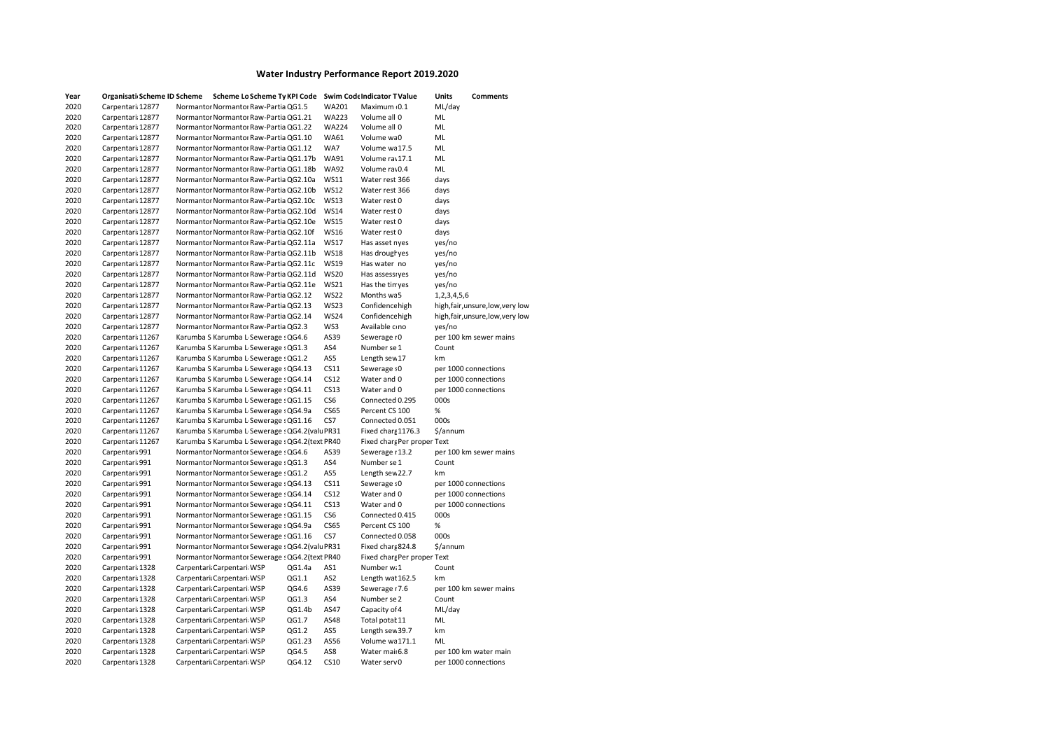# Water Industry Performance Report 2019.2020

| Year | Organisati | Scheme ID | Scheme | Scheme Lo | Scheme Ty | KPI Code | Swim Code | Indicator T | Value | Units | Comments |
|---|---|---|---|---|---|---|---|---|---|---|---|
| 2020 | Carpentari | 12877 | Normantor | Normantor | Raw-Partia | QG1.5 | WA201 | Maximum | 0.1 | ML/day | |
| 2020 | Carpentari | 12877 | Normantor | Normantor | Raw-Partia | QG1.21 | WA223 | Volume all | 0 | ML | |
| 2020 | Carpentari | 12877 | Normantor | Normantor | Raw-Partia | QG1.22 | WA224 | Volume all | 0 | ML | |
| 2020 | Carpentari | 12877 | Normantor | Normantor | Raw-Partia | QG1.10 | WA61 | Volume wa | 0 | ML | |
| 2020 | Carpentari | 12877 | Normantor | Normantor | Raw-Partia | QG1.12 | WA7 | Volume wa | 17.5 | ML | |
| 2020 | Carpentari | 12877 | Normantor | Normantor | Raw-Partia | QG1.17b | WA91 | Volume rav | 17.1 | ML | |
| 2020 | Carpentari | 12877 | Normantor | Normantor | Raw-Partia | QG1.18b | WA92 | Volume rav | 0.4 | ML | |
| 2020 | Carpentari | 12877 | Normantor | Normantor | Raw-Partia | QG2.10a | WS11 | Water rest | 366 | days | |
| 2020 | Carpentari | 12877 | Normantor | Normantor | Raw-Partia | QG2.10b | WS12 | Water rest | 366 | days | |
| 2020 | Carpentari | 12877 | Normantor | Normantor | Raw-Partia | QG2.10c | WS13 | Water rest | 0 | days | |
| 2020 | Carpentari | 12877 | Normantor | Normantor | Raw-Partia | QG2.10d | WS14 | Water rest | 0 | days | |
| 2020 | Carpentari | 12877 | Normantor | Normantor | Raw-Partia | QG2.10e | WS15 | Water rest | 0 | days | |
| 2020 | Carpentari | 12877 | Normantor | Normantor | Raw-Partia | QG2.10f | WS16 | Water rest | 0 | days | |
| 2020 | Carpentari | 12877 | Normantor | Normantor | Raw-Partia | QG2.11a | WS17 | Has asset n | yes | yes/no | |
| 2020 | Carpentari | 12877 | Normantor | Normantor | Raw-Partia | QG2.11b | WS18 | Has drougl | yes | yes/no | |
| 2020 | Carpentari | 12877 | Normantor | Normantor | Raw-Partia | QG2.11c | WS19 | Has water | no | yes/no | |
| 2020 | Carpentari | 12877 | Normantor | Normantor | Raw-Partia | QG2.11d | WS20 | Has assessi | yes | yes/no | |
| 2020 | Carpentari | 12877 | Normantor | Normantor | Raw-Partia | QG2.11e | WS21 | Has the tim | yes | yes/no | |
| 2020 | Carpentari | 12877 | Normantor | Normantor | Raw-Partia | QG2.12 | WS22 | Months wa | 5 | 1,2,3,4,5,6 | |
| 2020 | Carpentari | 12877 | Normantor | Normantor | Raw-Partia | QG2.13 | WS23 | Confidence | high | high,fair,unsure,low,very low | |
| 2020 | Carpentari | 12877 | Normantor | Normantor | Raw-Partia | QG2.14 | WS24 | Confidence | high | high,fair,unsure,low,very low | |
| 2020 | Carpentari | 12877 | Normantor | Normantor | Raw-Partia | QG2.3 | WS3 | Available c | no | yes/no | |
| 2020 | Carpentari | 11267 | Karumba S | Karumba L | Sewerage | QG4.6 | AS39 | Sewerage r | 0 | per 100 km sewer mains | |
| 2020 | Carpentari | 11267 | Karumba S | Karumba L | Sewerage | QG1.3 | AS4 | Number se | 1 | Count | |
| 2020 | Carpentari | 11267 | Karumba S | Karumba L | Sewerage | QG1.2 | AS5 | Length sew | 17 | km | |
| 2020 | Carpentari | 11267 | Karumba S | Karumba L | Sewerage | QG4.13 | CS11 | Sewerage s | 0 | per 1000 connections | |
| 2020 | Carpentari | 11267 | Karumba S | Karumba L | Sewerage | QG4.14 | CS12 | Water and | 0 | per 1000 connections | |
| 2020 | Carpentari | 11267 | Karumba S | Karumba L | Sewerage | QG4.11 | CS13 | Water and | 0 | per 1000 connections | |
| 2020 | Carpentari | 11267 | Karumba S | Karumba L | Sewerage | QG1.15 | CS6 | Connected | 0.295 | 000s | |
| 2020 | Carpentari | 11267 | Karumba S | Karumba L | Sewerage | QG4.9a | CS65 | Percent CS | 100 | % | |
| 2020 | Carpentari | 11267 | Karumba S | Karumba L | Sewerage | QG1.16 | CS7 | Connected | 0.051 | 000s | |
| 2020 | Carpentari | 11267 | Karumba S | Karumba L | Sewerage | QG4.2(valu | PR31 | Fixed charg | 1176.3 | $/annum | |
| 2020 | Carpentari | 11267 | Karumba S | Karumba L | Sewerage | QG4.2(text | PR40 | Fixed charg | Per proper | Text | |
| 2020 | Carpentari | 991 | Normantor | Normantor | Sewerage | QG4.6 | AS39 | Sewerage r | 13.2 | per 100 km sewer mains | |
| 2020 | Carpentari | 991 | Normantor | Normantor | Sewerage | QG1.3 | AS4 | Number se | 1 | Count | |
| 2020 | Carpentari | 991 | Normantor | Normantor | Sewerage | QG1.2 | AS5 | Length sew | 22.7 | km | |
| 2020 | Carpentari | 991 | Normantor | Normantor | Sewerage | QG4.13 | CS11 | Sewerage s | 0 | per 1000 connections | |
| 2020 | Carpentari | 991 | Normantor | Normantor | Sewerage | QG4.14 | CS12 | Water and | 0 | per 1000 connections | |
| 2020 | Carpentari | 991 | Normantor | Normantor | Sewerage | QG4.11 | CS13 | Water and | 0 | per 1000 connections | |
| 2020 | Carpentari | 991 | Normantor | Normantor | Sewerage | QG1.15 | CS6 | Connected | 0.415 | 000s | |
| 2020 | Carpentari | 991 | Normantor | Normantor | Sewerage | QG4.9a | CS65 | Percent CS | 100 | % | |
| 2020 | Carpentari | 991 | Normantor | Normantor | Sewerage | QG1.16 | CS7 | Connected | 0.058 | 000s | |
| 2020 | Carpentari | 991 | Normantor | Normantor | Sewerage | QG4.2(valu | PR31 | Fixed charg | 824.8 | $/annum | |
| 2020 | Carpentari | 991 | Normantor | Normantor | Sewerage | QG4.2(text | PR40 | Fixed charg | Per proper | Text | |
| 2020 | Carpentari | 1328 | Carpentari | Carpentari | WSP | QG1.4a | AS1 | Number w | 1 | Count | |
| 2020 | Carpentari | 1328 | Carpentari | Carpentari | WSP | QG1.1 | AS2 | Length wat | 162.5 | km | |
| 2020 | Carpentari | 1328 | Carpentari | Carpentari | WSP | QG4.6 | AS39 | Sewerage r | 7.6 | per 100 km sewer mains | |
| 2020 | Carpentari | 1328 | Carpentari | Carpentari | WSP | QG1.3 | AS4 | Number se | 2 | Count | |
| 2020 | Carpentari | 1328 | Carpentari | Carpentari | WSP | QG1.4b | AS47 | Capacity of | 4 | ML/day | |
| 2020 | Carpentari | 1328 | Carpentari | Carpentari | WSP | QG1.7 | AS48 | Total potal | 11 | ML | |
| 2020 | Carpentari | 1328 | Carpentari | Carpentari | WSP | QG1.2 | AS5 | Length sew | 39.7 | km | |
| 2020 | Carpentari | 1328 | Carpentari | Carpentari | WSP | QG1.23 | AS56 | Volume wa | 171.1 | ML | |
| 2020 | Carpentari | 1328 | Carpentari | Carpentari | WSP | QG4.5 | AS8 | Water mair | 6.8 | per 100 km water main | |
| 2020 | Carpentari | 1328 | Carpentari | Carpentari | WSP | QG4.12 | CS10 | Water serv | 0 | per 1000 connections | |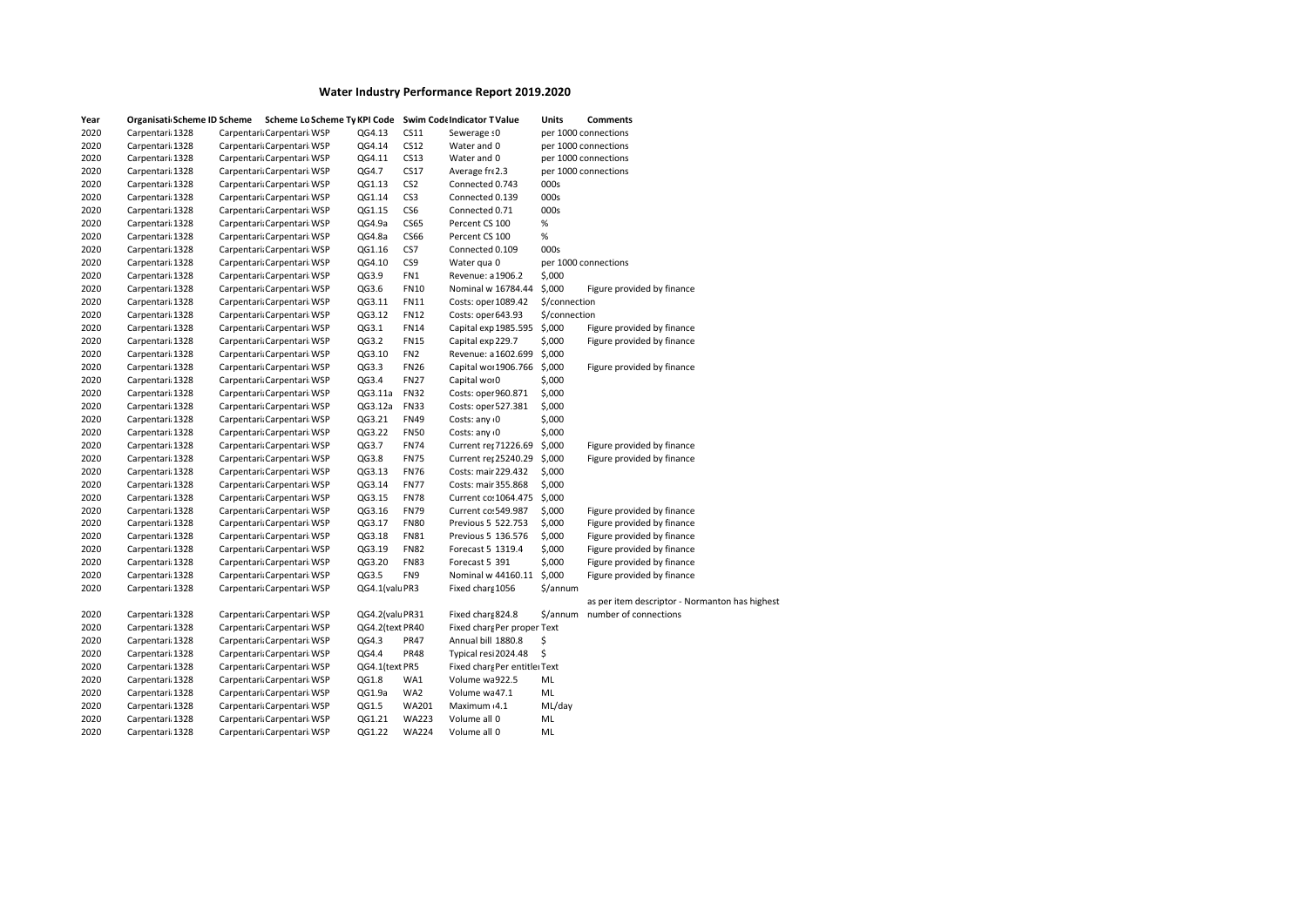# Water Industry Performance Report 2019.2020

| Year | Organisati Scheme ID | Scheme | Scheme Lo | Scheme Ty | KPI Code | Swim Code | Indicator T | Value | Units | Comments |
|---|---|---|---|---|---|---|---|---|---|---|
| 2020 | Carpentari 1328 | Carpentari | Carpentari | WSP | QG4.13 | CS11 | Sewerage s | 0 | per 1000 connections | |
| 2020 | Carpentari 1328 | Carpentari | Carpentari | WSP | QG4.14 | CS12 | Water and | 0 | per 1000 connections | |
| 2020 | Carpentari 1328 | Carpentari | Carpentari | WSP | QG4.11 | CS13 | Water and | 0 | per 1000 connections | |
| 2020 | Carpentari 1328 | Carpentari | Carpentari | WSP | QG4.7 | CS17 | Average fre | 2.3 | per 1000 connections | |
| 2020 | Carpentari 1328 | Carpentari | Carpentari | WSP | QG1.13 | CS2 | Connected | 0.743 | 000s | |
| 2020 | Carpentari 1328 | Carpentari | Carpentari | WSP | QG1.14 | CS3 | Connected | 0.139 | 000s | |
| 2020 | Carpentari 1328 | Carpentari | Carpentari | WSP | QG1.15 | CS6 | Connected | 0.71 | 000s | |
| 2020 | Carpentari 1328 | Carpentari | Carpentari | WSP | QG4.9a | CS65 | Percent CS | 100 | % | |
| 2020 | Carpentari 1328 | Carpentari | Carpentari | WSP | QG4.8a | CS66 | Percent CS | 100 | % | |
| 2020 | Carpentari 1328 | Carpentari | Carpentari | WSP | QG1.16 | CS7 | Connected | 0.109 | 000s | |
| 2020 | Carpentari 1328 | Carpentari | Carpentari | WSP | QG4.10 | CS9 | Water qua | 0 | per 1000 connections | |
| 2020 | Carpentari 1328 | Carpentari | Carpentari | WSP | QG3.9 | FN1 | Revenue: a | 1906.2 | $,000 | |
| 2020 | Carpentari 1328 | Carpentari | Carpentari | WSP | QG3.6 | FN10 | Nominal w | 16784.44 | $,000 | Figure provided by finance |
| 2020 | Carpentari 1328 | Carpentari | Carpentari | WSP | QG3.11 | FN11 | Costs: oper | 1089.42 | $/connection | |
| 2020 | Carpentari 1328 | Carpentari | Carpentari | WSP | QG3.12 | FN12 | Costs: oper | 643.93 | $/connection | |
| 2020 | Carpentari 1328 | Carpentari | Carpentari | WSP | QG3.1 | FN14 | Capital exp | 1985.595 | $,000 | Figure provided by finance |
| 2020 | Carpentari 1328 | Carpentari | Carpentari | WSP | QG3.2 | FN15 | Capital exp | 229.7 | $,000 | Figure provided by finance |
| 2020 | Carpentari 1328 | Carpentari | Carpentari | WSP | QG3.10 | FN2 | Revenue: a | 1602.699 | $,000 | |
| 2020 | Carpentari 1328 | Carpentari | Carpentari | WSP | QG3.3 | FN26 | Capital wor | 1906.766 | $,000 | Figure provided by finance |
| 2020 | Carpentari 1328 | Carpentari | Carpentari | WSP | QG3.4 | FN27 | Capital wor | 0 | $,000 | |
| 2020 | Carpentari 1328 | Carpentari | Carpentari | WSP | QG3.11a | FN32 | Costs: oper | 960.871 | $,000 | |
| 2020 | Carpentari 1328 | Carpentari | Carpentari | WSP | QG3.12a | FN33 | Costs: oper | 527.381 | $,000 | |
| 2020 | Carpentari 1328 | Carpentari | Carpentari | WSP | QG3.21 | FN49 | Costs: any | 0 | $,000 | |
| 2020 | Carpentari 1328 | Carpentari | Carpentari | WSP | QG3.22 | FN50 | Costs: any | 0 | $,000 | |
| 2020 | Carpentari 1328 | Carpentari | Carpentari | WSP | QG3.7 | FN74 | Current rep | 71226.69 | $,000 | Figure provided by finance |
| 2020 | Carpentari 1328 | Carpentari | Carpentari | WSP | QG3.8 | FN75 | Current rep | 25240.29 | $,000 | Figure provided by finance |
| 2020 | Carpentari 1328 | Carpentari | Carpentari | WSP | QG3.13 | FN76 | Costs: main | 229.432 | $,000 | |
| 2020 | Carpentari 1328 | Carpentari | Carpentari | WSP | QG3.14 | FN77 | Costs: main | 355.868 | $,000 | |
| 2020 | Carpentari 1328 | Carpentari | Carpentari | WSP | QG3.15 | FN78 | Current co | 1064.475 | $,000 | |
| 2020 | Carpentari 1328 | Carpentari | Carpentari | WSP | QG3.16 | FN79 | Current co | 549.987 | $,000 | Figure provided by finance |
| 2020 | Carpentari 1328 | Carpentari | Carpentari | WSP | QG3.17 | FN80 | Previous 5 | 522.753 | $,000 | Figure provided by finance |
| 2020 | Carpentari 1328 | Carpentari | Carpentari | WSP | QG3.18 | FN81 | Previous 5 | 136.576 | $,000 | Figure provided by finance |
| 2020 | Carpentari 1328 | Carpentari | Carpentari | WSP | QG3.19 | FN82 | Forecast 5 | 1319.4 | $,000 | Figure provided by finance |
| 2020 | Carpentari 1328 | Carpentari | Carpentari | WSP | QG3.20 | FN83 | Forecast 5 | 391 | $,000 | Figure provided by finance |
| 2020 | Carpentari 1328 | Carpentari | Carpentari | WSP | QG3.5 | FN9 | Nominal w | 44160.11 | $,000 | Figure provided by finance |
| 2020 | Carpentari 1328 | Carpentari | Carpentari | WSP | QG4.1(valu | PR3 | Fixed charg | 1056 | $/annum | as per item descriptor - Normanton has highest number of connections |
| 2020 | Carpentari 1328 | Carpentari | Carpentari | WSP | QG4.2(valu | PR31 | Fixed charg | 824.8 | $/annum | |
| 2020 | Carpentari 1328 | Carpentari | Carpentari | WSP | QG4.2(text | PR40 | Fixed charg | Per proper | Text | |
| 2020 | Carpentari 1328 | Carpentari | Carpentari | WSP | QG4.3 | PR47 | Annual bill | 1880.8 | $ | |
| 2020 | Carpentari 1328 | Carpentari | Carpentari | WSP | QG4.4 | PR48 | Typical resi | 2024.48 | $ | |
| 2020 | Carpentari 1328 | Carpentari | Carpentari | WSP | QG4.1(text | PR5 | Fixed charg | Per entitle | Text | |
| 2020 | Carpentari 1328 | Carpentari | Carpentari | WSP | QG1.8 | WA1 | Volume wa | 922.5 | ML | |
| 2020 | Carpentari 1328 | Carpentari | Carpentari | WSP | QG1.9a | WA2 | Volume wa | 47.1 | ML | |
| 2020 | Carpentari 1328 | Carpentari | Carpentari | WSP | QG1.5 | WA201 | Maximum | 4.1 | ML/day | |
| 2020 | Carpentari 1328 | Carpentari | Carpentari | WSP | QG1.21 | WA223 | Volume all | 0 | ML | |
| 2020 | Carpentari 1328 | Carpentari | Carpentari | WSP | QG1.22 | WA224 | Volume all | 0 | ML | |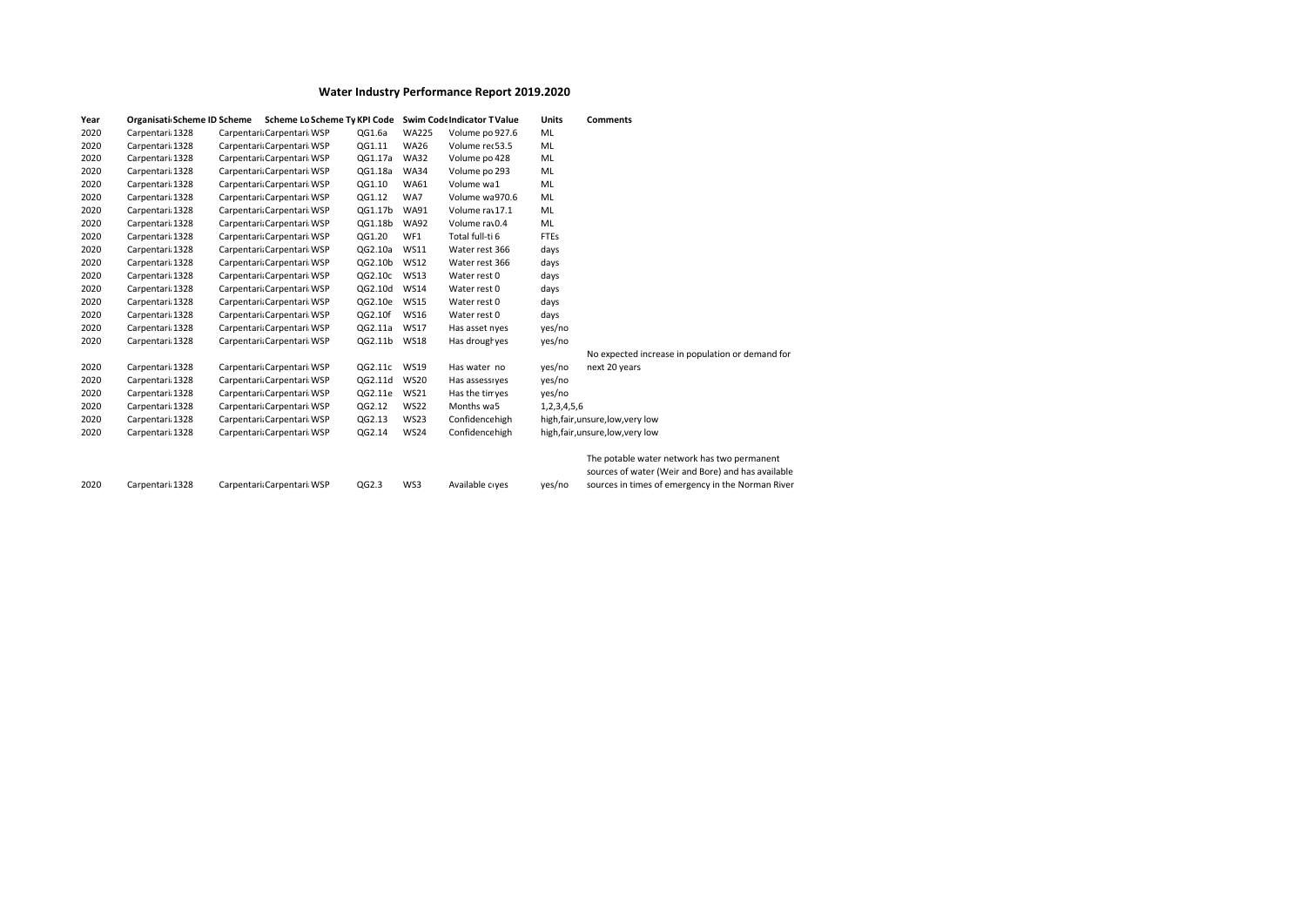# Water Industry Performance Report 2019.2020

| Year | Organisati Scheme ID | Scheme | Scheme Lo | Scheme Ty | KPI Code | Swim Code | Indicator T | Value | Units | Comments |
|---|---|---|---|---|---|---|---|---|---|---|
| 2020 | Carpentari | 1328 | Carpentari | Carpentari | WSP | QG1.6a | WA225 | Volume po | 927.6 | ML |
| 2020 | Carpentari | 1328 | Carpentari | Carpentari | WSP | QG1.11 | WA26 | Volume rec | 53.5 | ML |
| 2020 | Carpentari | 1328 | Carpentari | Carpentari | WSP | QG1.17a | WA32 | Volume po | 428 | ML |
| 2020 | Carpentari | 1328 | Carpentari | Carpentari | WSP | QG1.18a | WA34 | Volume po | 293 | ML |
| 2020 | Carpentari | 1328 | Carpentari | Carpentari | WSP | QG1.10 | WA61 | Volume wa | 1 | ML |
| 2020 | Carpentari | 1328 | Carpentari | Carpentari | WSP | QG1.12 | WA7 | Volume wa | 970.6 | ML |
| 2020 | Carpentari | 1328 | Carpentari | Carpentari | WSP | QG1.17b | WA91 | Volume rav | 17.1 | ML |
| 2020 | Carpentari | 1328 | Carpentari | Carpentari | WSP | QG1.18b | WA92 | Volume rav | 0.4 | ML |
| 2020 | Carpentari | 1328 | Carpentari | Carpentari | WSP | QG1.20 | WF1 | Total full-ti | 6 | FTEs |
| 2020 | Carpentari | 1328 | Carpentari | Carpentari | WSP | QG2.10a | WS11 | Water rest | 366 | days |
| 2020 | Carpentari | 1328 | Carpentari | Carpentari | WSP | QG2.10b | WS12 | Water rest | 366 | days |
| 2020 | Carpentari | 1328 | Carpentari | Carpentari | WSP | QG2.10c | WS13 | Water rest | 0 | days |
| 2020 | Carpentari | 1328 | Carpentari | Carpentari | WSP | QG2.10d | WS14 | Water rest | 0 | days |
| 2020 | Carpentari | 1328 | Carpentari | Carpentari | WSP | QG2.10e | WS15 | Water rest | 0 | days |
| 2020 | Carpentari | 1328 | Carpentari | Carpentari | WSP | QG2.10f | WS16 | Water rest | 0 | days |
| 2020 | Carpentari | 1328 | Carpentari | Carpentari | WSP | QG2.11a | WS17 | Has asset n | yes | yes/no |
| 2020 | Carpentari | 1328 | Carpentari | Carpentari | WSP | QG2.11b | WS18 | Has drough | yes | yes/no |
| 2020 | Carpentari | 1328 | Carpentari | Carpentari | WSP | QG2.11c | WS19 | Has water | no | yes/no | No expected increase in population or demand for next 20 years |
| 2020 | Carpentari | 1328 | Carpentari | Carpentari | WSP | QG2.11d | WS20 | Has assessı | yes | yes/no |
| 2020 | Carpentari | 1328 | Carpentari | Carpentari | WSP | QG2.11e | WS21 | Has the tim | yes | yes/no |
| 2020 | Carpentari | 1328 | Carpentari | Carpentari | WSP | QG2.12 | WS22 | Months wa | 5 | 1,2,3,4,5,6 |
| 2020 | Carpentari | 1328 | Carpentari | Carpentari | WSP | QG2.13 | WS23 | Confidence | high | high,fair,unsure,low,very low |
| 2020 | Carpentari | 1328 | Carpentari | Carpentari | WSP | QG2.14 | WS24 | Confidence | high | high,fair,unsure,low,very low |
| 2020 | Carpentari | 1328 | Carpentari | Carpentari | WSP | QG2.3 | WS3 | Available c | yes | yes/no | The potable water network has two permanent sources of water (Weir and Bore) and has available sources in times of emergency in the Norman River |